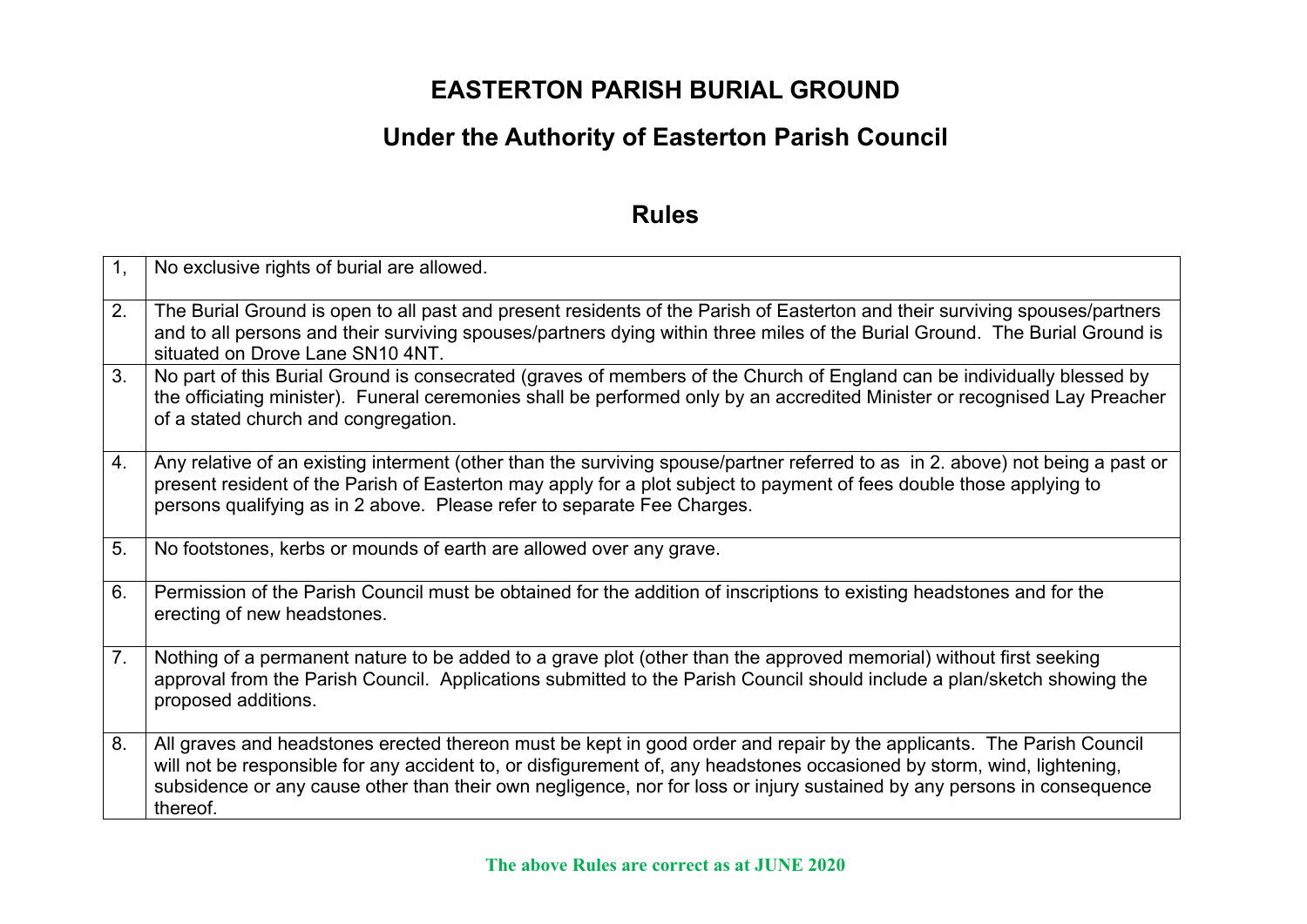# EASTERTON PARISH BURIAL GROUND

## Under the Authority of Easterton Parish Council

## Rules

| | |
|---|---|
| 1, | No exclusive rights of burial are allowed. |
| 2. | The Burial Ground is open to all past and present residents of the Parish of Easterton and their surviving spouses/partners and to all persons and their surviving spouses/partners dying within three miles of the Burial Ground. The Burial Ground is situated on Drove Lane SN10 4NT. |
| 3. | No part of this Burial Ground is consecrated (graves of members of the Church of England can be individually blessed by the officiating minister). Funeral ceremonies shall be performed only by an accredited Minister or recognised Lay Preacher of a stated church and congregation. |
| 4. | Any relative of an existing interment (other than the surviving spouse/partner referred to as in 2. above) not being a past or present resident of the Parish of Easterton may apply for a plot subject to payment of fees double those applying to persons qualifying as in 2 above. Please refer to separate Fee Charges. |
| 5. | No footstones, kerbs or mounds of earth are allowed over any grave. |
| 6. | Permission of the Parish Council must be obtained for the addition of inscriptions to existing headstones and for the erecting of new headstones. |
| 7. | Nothing of a permanent nature to be added to a grave plot (other than the approved memorial) without first seeking approval from the Parish Council. Applications submitted to the Parish Council should include a plan/sketch showing the proposed additions. |
| 8. | All graves and headstones erected thereon must be kept in good order and repair by the applicants. The Parish Council will not be responsible for any accident to, or disfigurement of, any headstones occasioned by storm, wind, lightening, subsidence or any cause other than their own negligence, nor for loss or injury sustained by any persons in consequence thereof. |

**The above Rules are correct as at JUNE 2020**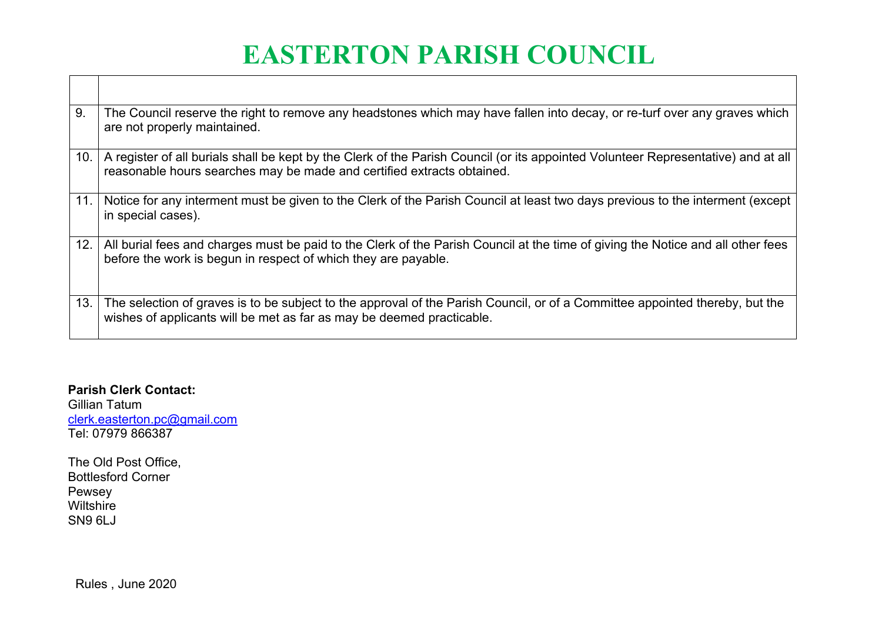# EASTERTON PARISH COUNCIL

| | |
|---|---|
| | |
| 9. | The Council reserve the right to remove any headstones which may have fallen into decay, or re-turf over any graves which are not properly maintained. |
| 10. | A register of all burials shall be kept by the Clerk of the Parish Council (or its appointed Volunteer Representative) and at all reasonable hours searches may be made and certified extracts obtained. |
| 11. | Notice for any interment must be given to the Clerk of the Parish Council at least two days previous to the interment (except in special cases). |
| 12. | All burial fees and charges must be paid to the Clerk of the Parish Council at the time of giving the Notice and all other fees before the work is begun in respect of which they are payable. |
| 13. | The selection of graves is to be subject to the approval of the Parish Council, or of a Committee appointed thereby, but the wishes of applicants will be met as far as may be deemed practicable. |

**Parish Clerk Contact:**
Gillian Tatum
clerk.easterton.pc@gmail.com
Tel: 07979 866387

The Old Post Office,
Bottlesford Corner
Pewsey
Wiltshire
SN9 6LJ

Rules , June 2020